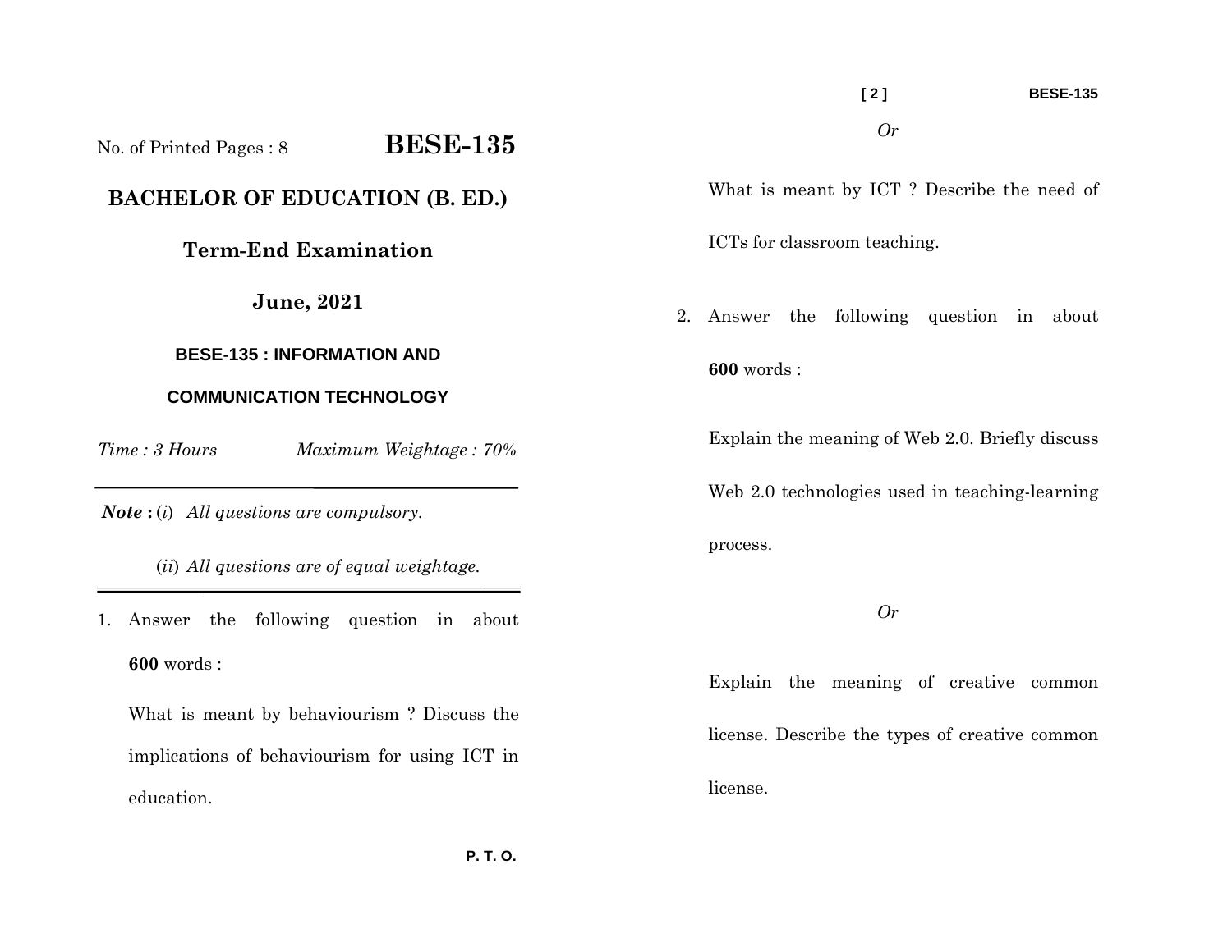No. of Printed Pages : 8

# BESE-135

## BACHELOR OF EDUCATION (B. ED.)

### Term-End Examination

### June, 2021

### BESE-135 : INFORMATION AND COMMUNICATION TECHNOLOGY

*Time : 3 Hours* *Maximum Weightage : 70%*

---

***Note :*** (*i*) *All questions are compulsory.*

(*ii*) *All questions are of equal weightage.*

---

1. Answer the following question in about **600** words :

   What is meant by behaviourism ? Discuss the implications of behaviourism for using ICT in education.

   *Or*

   What is meant by ICT ? Describe the need of ICTs for classroom teaching.

2. Answer the following question in about **600** words :

   Explain the meaning of Web 2.0. Briefly discuss Web 2.0 technologies used in teaching-learning process.

   *Or*

   Explain the meaning of creative common license. Describe the types of creative common license.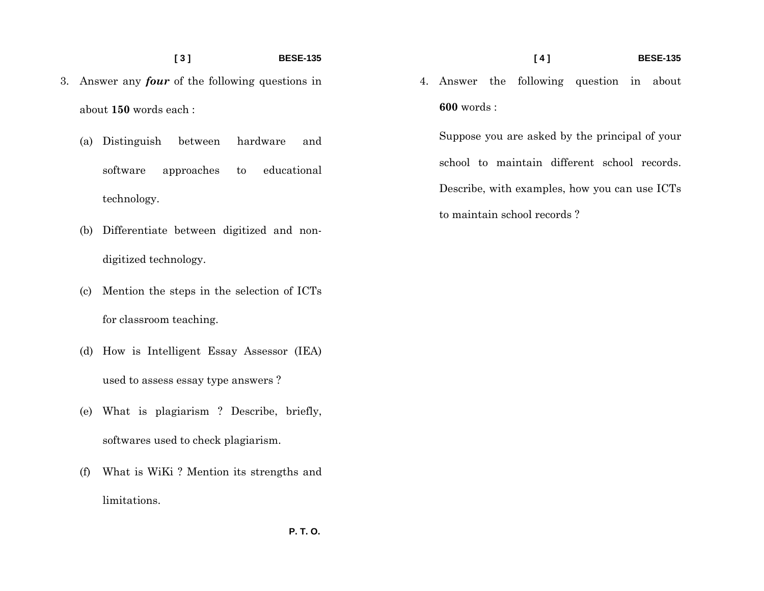3. Answer any ***four*** of the following questions in about **150** words each :

   (a) Distinguish between hardware and software approaches to educational technology.

   (b) Differentiate between digitized and non-digitized technology.

   (c) Mention the steps in the selection of ICTs for classroom teaching.

   (d) How is Intelligent Essay Assessor (IEA) used to assess essay type answers ?

   (e) What is plagiarism ? Describe, briefly, softwares used to check plagiarism.

   (f) What is WiKi ? Mention its strengths and limitations.

P. T. O.

4. Answer the following question in about **600** words :

   Suppose you are asked by the principal of your school to maintain different school records. Describe, with examples, how you can use ICTs to maintain school records ?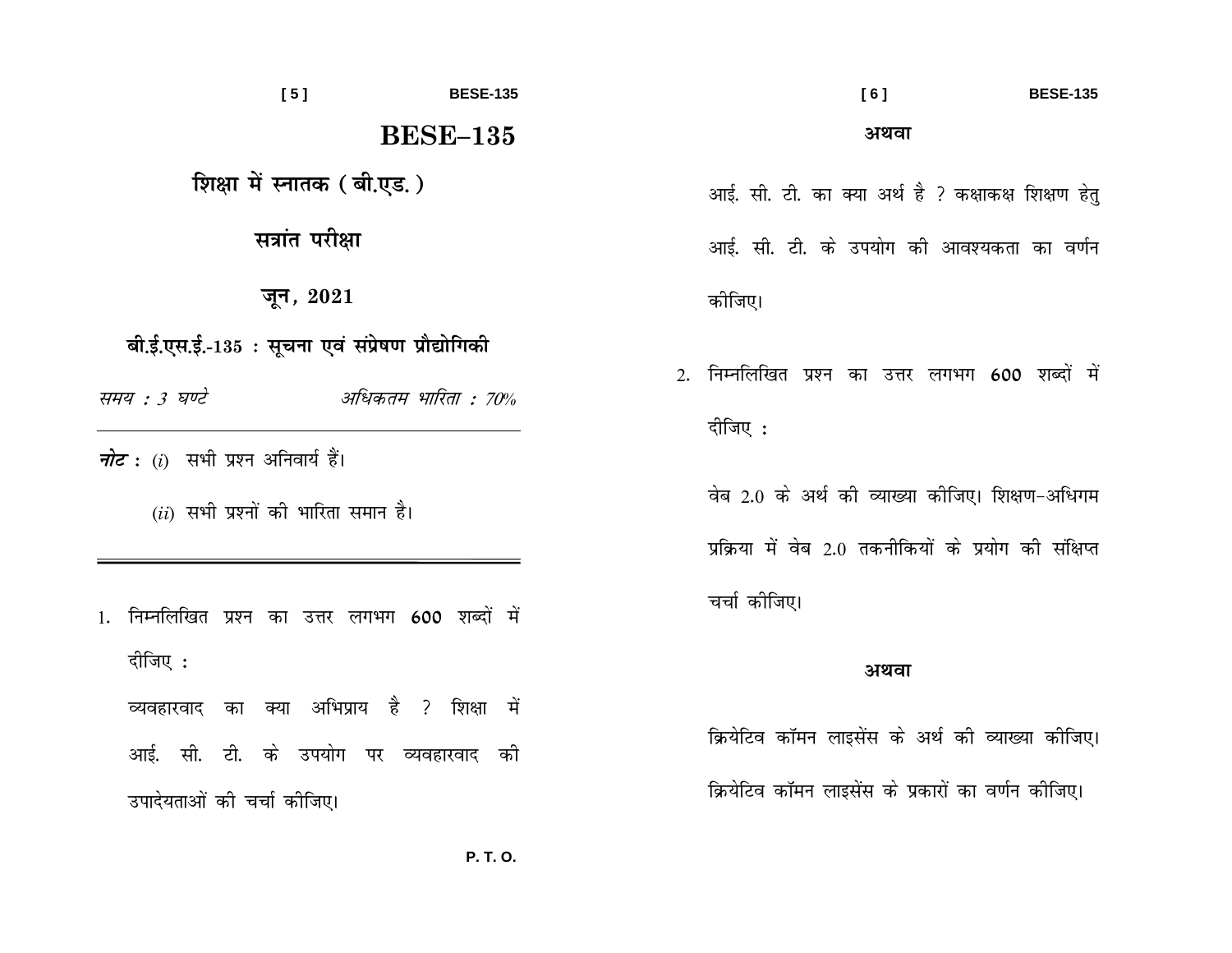# BESE–135

## शिक्षा में स्नातक ( बी.एड. )

## सत्रांत परीक्षा

## जून, 2021

### बी.ई.एस.ई.-135 : सूचना एवं संप्रेषण प्रौद्योगिकी

*समय : 3 घण्टे* *अधिकतम भारिता : 70%*

---

***नोट :*** (*i*) सभी प्रश्न अनिवार्य हैं।

(*ii*) सभी प्रश्नों की भारिता समान है।

---

1. निम्नलिखित प्रश्न का उत्तर लगभग 600 शब्दों में दीजिए :

   व्यवहारवाद का क्या अभिप्राय है ? शिक्षा में आई. सी. टी. के उपयोग पर व्यवहारवाद की उपादेयताओं की चर्चा कीजिए।

   **अथवा**

   आई. सी. टी. का क्या अर्थ है ? कक्षाकक्ष शिक्षण हेतु आई. सी. टी. के उपयोग की आवश्यकता का वर्णन कीजिए।

2. निम्नलिखित प्रश्न का उत्तर लगभग 600 शब्दों में दीजिए :

   वेब 2.0 के अर्थ की व्याख्या कीजिए। शिक्षण-अधिगम प्रक्रिया में वेब 2.0 तकनीकियों के प्रयोग की संक्षिप्त चर्चा कीजिए।

   **अथवा**

   क्रियेटिव कॉमन लाइसेंस के अर्थ की व्याख्या कीजिए। क्रियेटिव कॉमन लाइसेंस के प्रकारों का वर्णन कीजिए।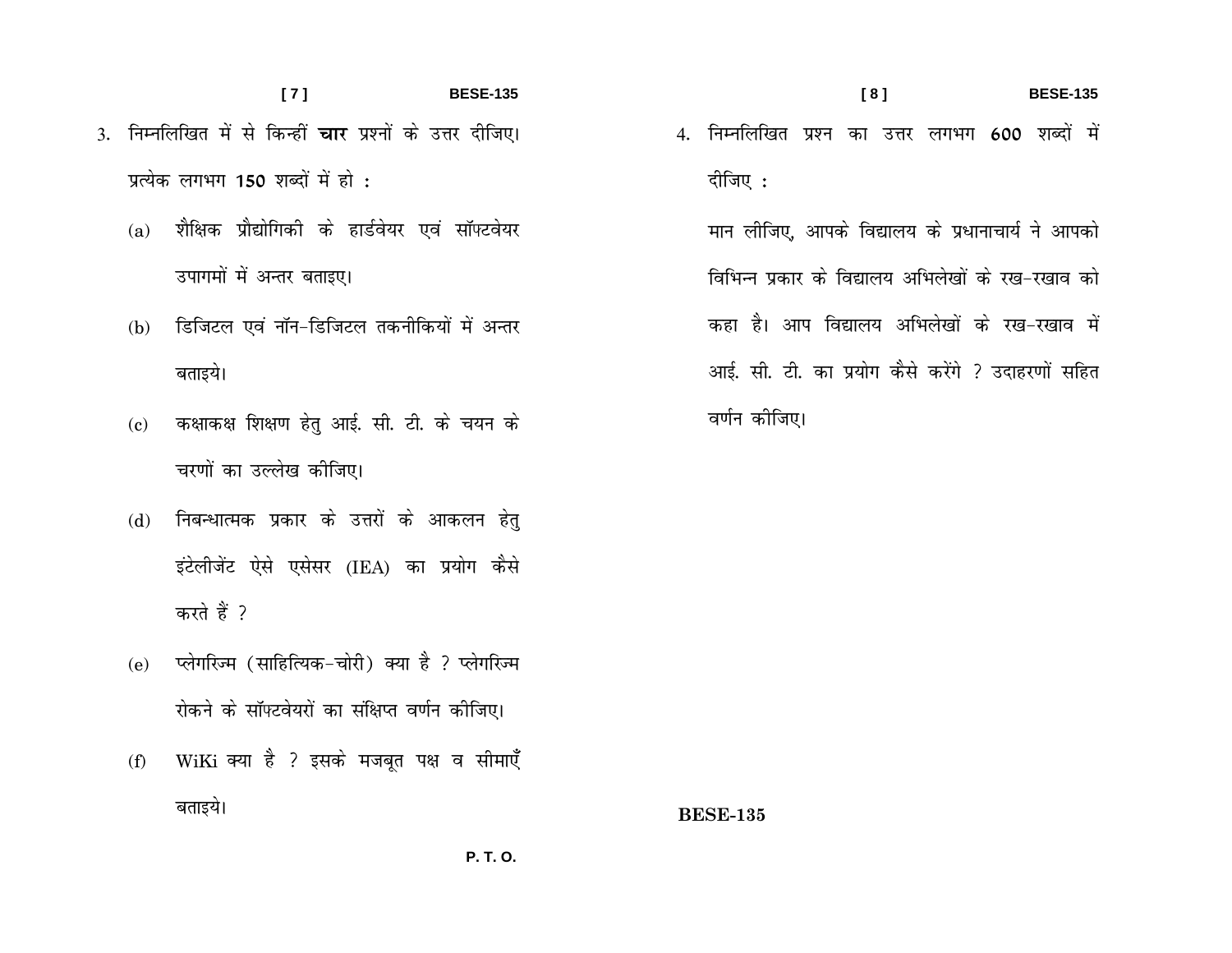3. निम्नलिखित में से किन्हीं **चार** प्रश्नों के उत्तर दीजिए। प्रत्येक लगभग 150 शब्दों में हो :

   (a) शैक्षिक प्रौद्योगिकी के हार्डवेयर एवं सॉफ्टवेयर उपागमों में अन्तर बताइए।

   (b) डिजिटल एवं नॉन-डिजिटल तकनीकियों में अन्तर बताइये।

   (c) कक्षाकक्ष शिक्षण हेतु आई. सी. टी. के चयन के चरणों का उल्लेख कीजिए।

   (d) निबन्धात्मक प्रकार के उत्तरों के आकलन हेतु इंटेलीजेंट ऐसे एसेसर (IEA) का प्रयोग कैसे करते हैं ?

   (e) प्लेगरिज्म (साहित्यिक-चोरी) क्या है ? प्लेगरिज्म रोकने के सॉफ्टवेयरों का संक्षिप्त वर्णन कीजिए।

   (f) WiKi क्या है ? इसके मजबूत पक्ष व सीमाएँ बताइये।

4. निम्नलिखित प्रश्न का उत्तर लगभग 600 शब्दों में दीजिए :

   मान लीजिए, आपके विद्यालय के प्रधानाचार्य ने आपको विभिन्न प्रकार के विद्यालय अभिलेखों के रख-रखाव को कहा है। आप विद्यालय अभिलेखों के रख-रखाव में आई. सी. टी. का प्रयोग कैसे करेंगे ? उदाहरणों सहित वर्णन कीजिए।